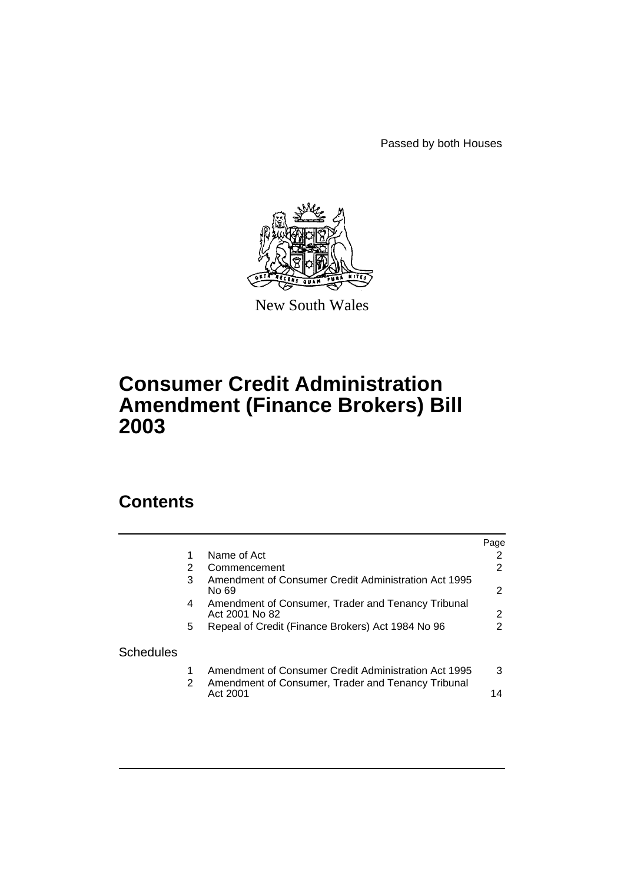Passed by both Houses

New South Wales

# Consumer Credit Administration Amendment (Finance Brokers) Bill 2003

## Contents

| | | | Page |
|---|---|---|---|
| | 1 | Name of Act | 2 |
| | 2 | Commencement | 2 |
| | 3 | Amendment of Consumer Credit Administration Act 1995 No 69 | 2 |
| | 4 | Amendment of Consumer, Trader and Tenancy Tribunal Act 2001 No 82 | 2 |
| | 5 | Repeal of Credit (Finance Brokers) Act 1984 No 96 | 2 |
| Schedules | | | |
| | 1 | Amendment of Consumer Credit Administration Act 1995 | 3 |
| | 2 | Amendment of Consumer, Trader and Tenancy Tribunal Act 2001 | 14 |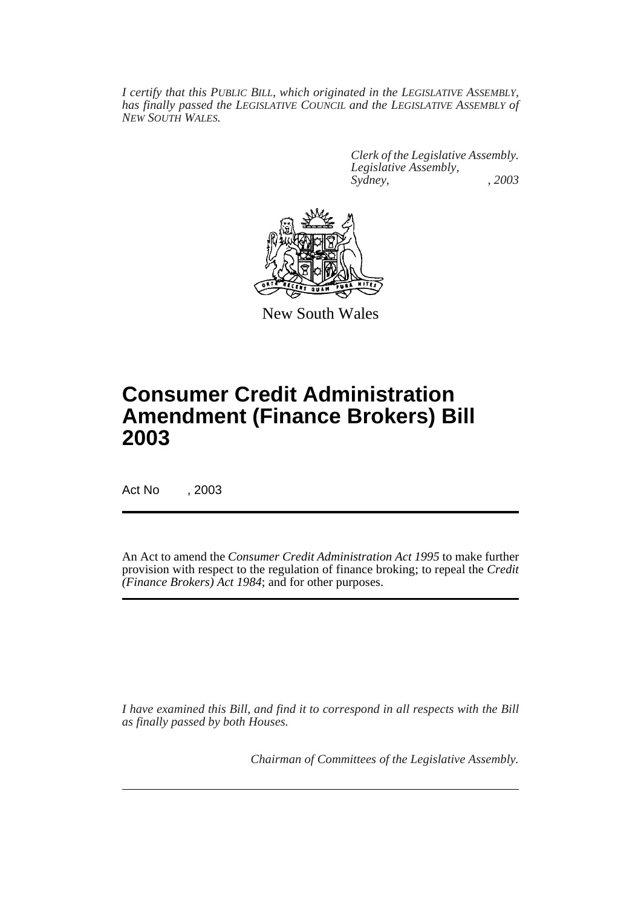*I certify that this PUBLIC BILL, which originated in the LEGISLATIVE ASSEMBLY, has finally passed the LEGISLATIVE COUNCIL and the LEGISLATIVE ASSEMBLY of NEW SOUTH WALES.*

*Clerk of the Legislative Assembly.*
*Legislative Assembly,*
*Sydney, , 2003*

New South Wales

# Consumer Credit Administration Amendment (Finance Brokers) Bill 2003

Act No , 2003

An Act to amend the *Consumer Credit Administration Act 1995* to make further provision with respect to the regulation of finance broking; to repeal the *Credit (Finance Brokers) Act 1984*; and for other purposes.

*I have examined this Bill, and find it to correspond in all respects with the Bill as finally passed by both Houses.*

*Chairman of Committees of the Legislative Assembly.*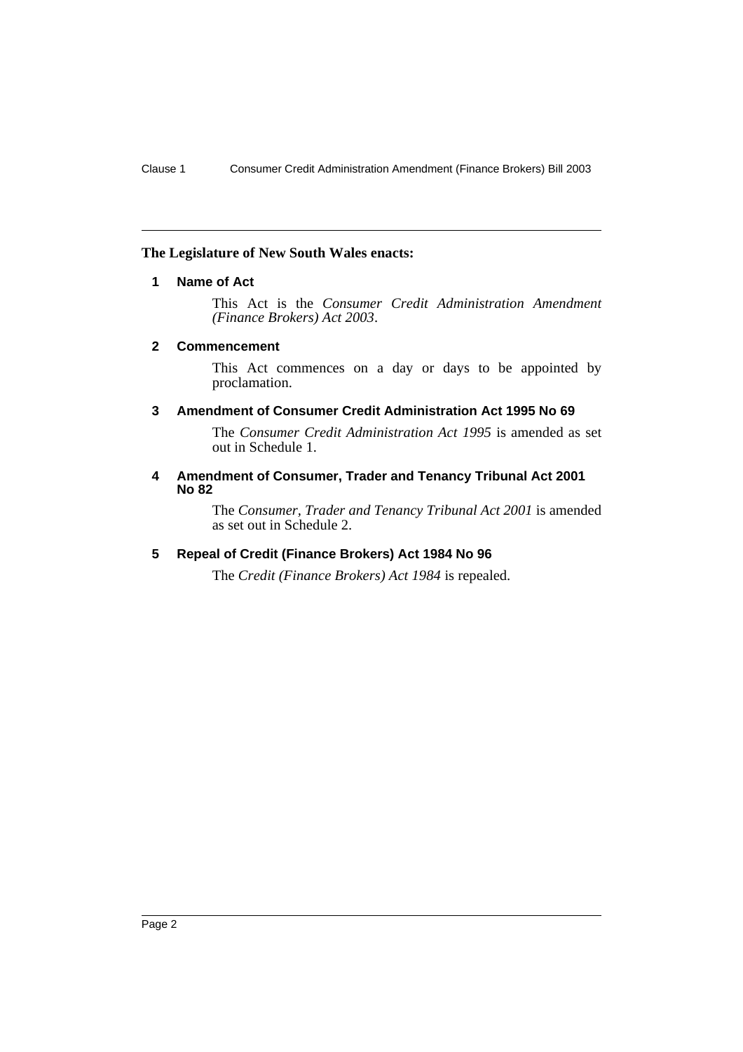**The Legislature of New South Wales enacts:**

### 1 Name of Act

This Act is the *Consumer Credit Administration Amendment (Finance Brokers) Act 2003*.

### 2 Commencement

This Act commences on a day or days to be appointed by proclamation.

### 3 Amendment of Consumer Credit Administration Act 1995 No 69

The *Consumer Credit Administration Act 1995* is amended as set out in Schedule 1.

### 4 Amendment of Consumer, Trader and Tenancy Tribunal Act 2001 No 82

The *Consumer, Trader and Tenancy Tribunal Act 2001* is amended as set out in Schedule 2.

### 5 Repeal of Credit (Finance Brokers) Act 1984 No 96

The *Credit (Finance Brokers) Act 1984* is repealed.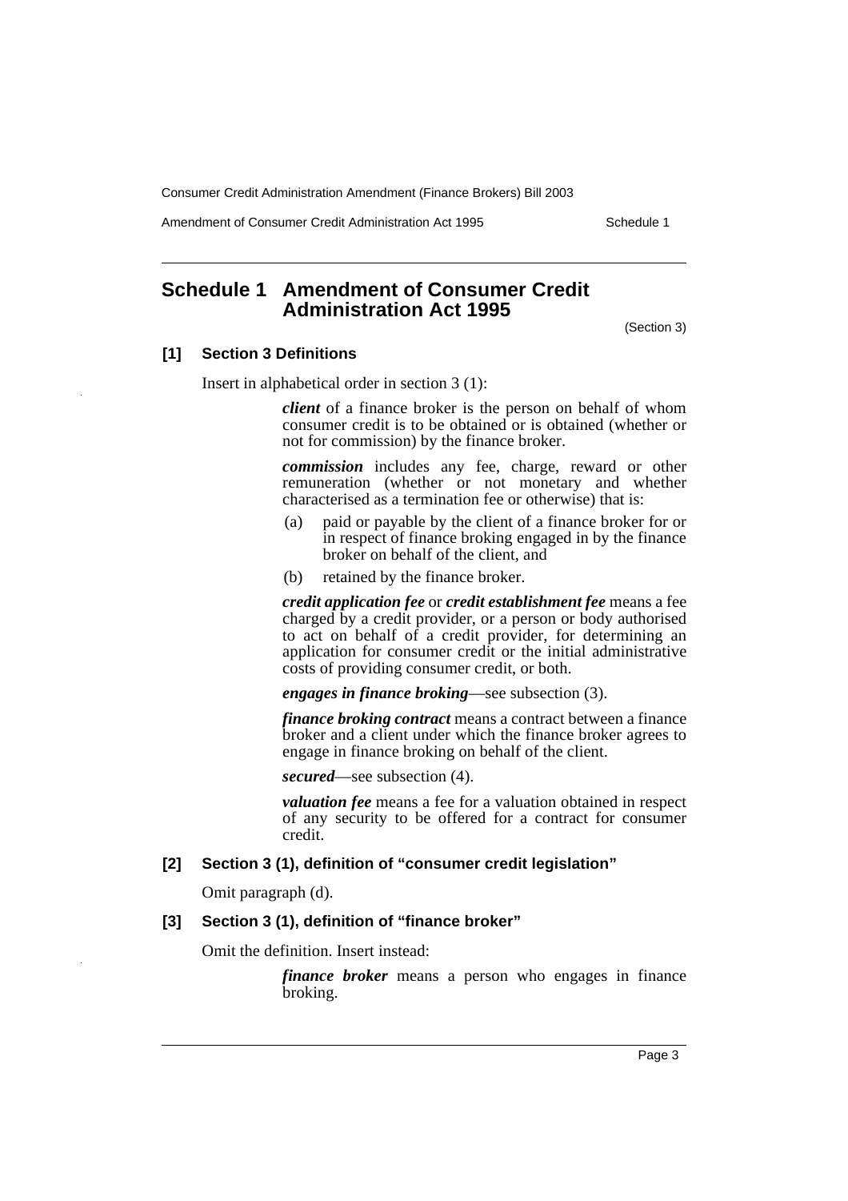# Schedule 1 Amendment of Consumer Credit Administration Act 1995

(Section 3)

### [1] Section 3 Definitions

Insert in alphabetical order in section 3 (1):

> ***client*** of a finance broker is the person on behalf of whom consumer credit is to be obtained or is obtained (whether or not for commission) by the finance broker.
>
> ***commission*** includes any fee, charge, reward or other remuneration (whether or not monetary and whether characterised as a termination fee or otherwise) that is:
>
> (a) paid or payable by the client of a finance broker for or in respect of finance broking engaged in by the finance broker on behalf of the client, and
>
> (b) retained by the finance broker.
>
> ***credit application fee*** or ***credit establishment fee*** means a fee charged by a credit provider, or a person or body authorised to act on behalf of a credit provider, for determining an application for consumer credit or the initial administrative costs of providing consumer credit, or both.
>
> ***engages in finance broking***—see subsection (3).
>
> ***finance broking contract*** means a contract between a finance broker and a client under which the finance broker agrees to engage in finance broking on behalf of the client.
>
> ***secured***—see subsection (4).
>
> ***valuation fee*** means a fee for a valuation obtained in respect of any security to be offered for a contract for consumer credit.

### [2] Section 3 (1), definition of "consumer credit legislation"

Omit paragraph (d).

### [3] Section 3 (1), definition of "finance broker"

Omit the definition. Insert instead:

> ***finance broker*** means a person who engages in finance broking.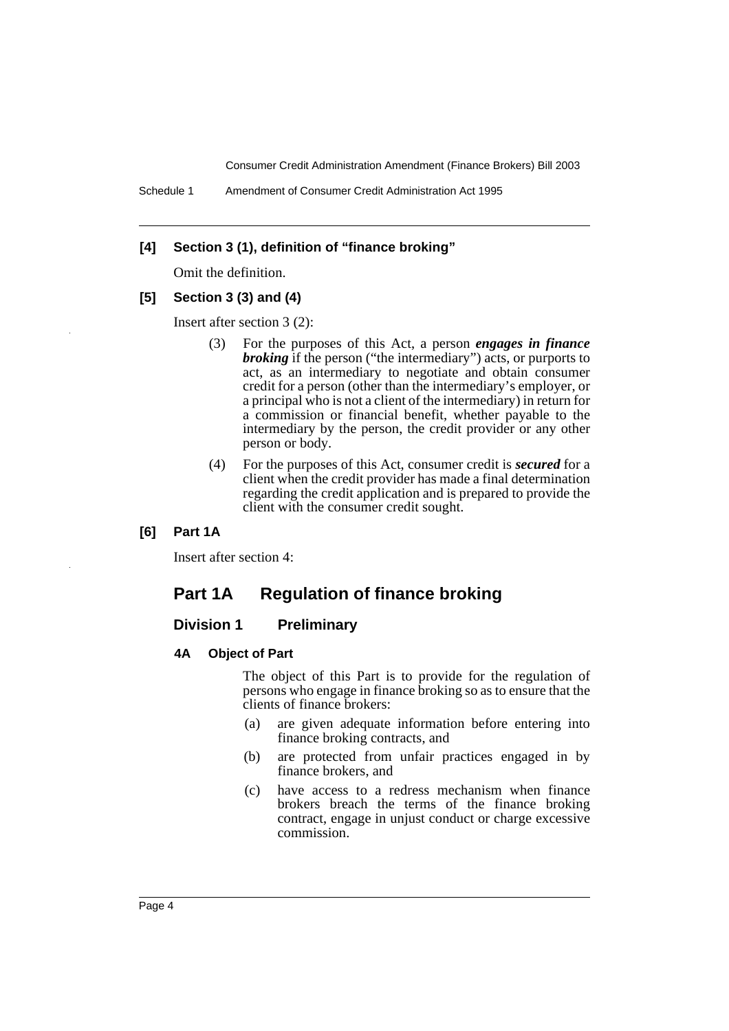**[4] Section 3 (1), definition of "finance broking"**

Omit the definition.

**[5] Section 3 (3) and (4)**

Insert after section 3 (2):

(3) For the purposes of this Act, a person ***engages in finance broking*** if the person ("the intermediary") acts, or purports to act, as an intermediary to negotiate and obtain consumer credit for a person (other than the intermediary's employer, or a principal who is not a client of the intermediary) in return for a commission or financial benefit, whether payable to the intermediary by the person, the credit provider or any other person or body.

(4) For the purposes of this Act, consumer credit is ***secured*** for a client when the credit provider has made a final determination regarding the credit application and is prepared to provide the client with the consumer credit sought.

**[6] Part 1A**

Insert after section 4:

## Part 1A Regulation of finance broking

### Division 1 Preliminary

#### 4A Object of Part

The object of this Part is to provide for the regulation of persons who engage in finance broking so as to ensure that the clients of finance brokers:

(a) are given adequate information before entering into finance broking contracts, and

(b) are protected from unfair practices engaged in by finance brokers, and

(c) have access to a redress mechanism when finance brokers breach the terms of the finance broking contract, engage in unjust conduct or charge excessive commission.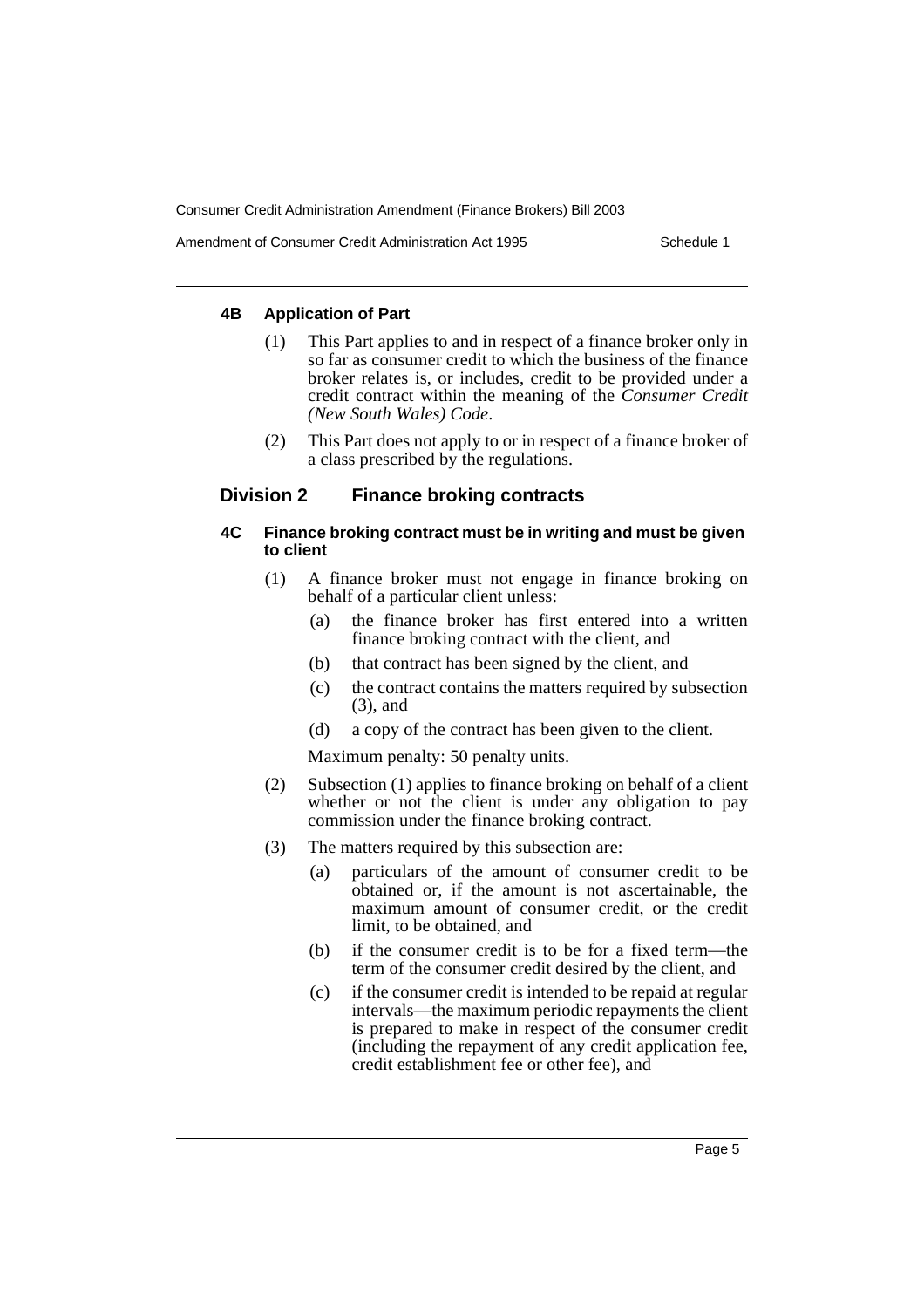#### 4B Application of Part

(1) This Part applies to and in respect of a finance broker only in so far as consumer credit to which the business of the finance broker relates is, or includes, credit to be provided under a credit contract within the meaning of the *Consumer Credit (New South Wales) Code*.

(2) This Part does not apply to or in respect of a finance broker of a class prescribed by the regulations.

### Division 2 Finance broking contracts

#### 4C Finance broking contract must be in writing and must be given to client

(1) A finance broker must not engage in finance broking on behalf of a particular client unless:

- (a) the finance broker has first entered into a written finance broking contract with the client, and
- (b) that contract has been signed by the client, and
- (c) the contract contains the matters required by subsection (3), and
- (d) a copy of the contract has been given to the client.

Maximum penalty: 50 penalty units.

(2) Subsection (1) applies to finance broking on behalf of a client whether or not the client is under any obligation to pay commission under the finance broking contract.

(3) The matters required by this subsection are:

- (a) particulars of the amount of consumer credit to be obtained or, if the amount is not ascertainable, the maximum amount of consumer credit, or the credit limit, to be obtained, and
- (b) if the consumer credit is to be for a fixed term—the term of the consumer credit desired by the client, and
- (c) if the consumer credit is intended to be repaid at regular intervals—the maximum periodic repayments the client is prepared to make in respect of the consumer credit (including the repayment of any credit application fee, credit establishment fee or other fee), and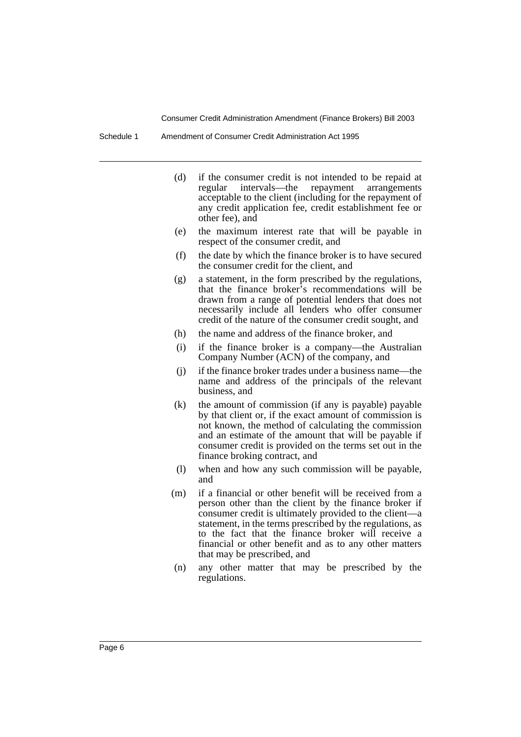(d) if the consumer credit is not intended to be repaid at regular intervals—the repayment arrangements acceptable to the client (including for the repayment of any credit application fee, credit establishment fee or other fee), and

(e) the maximum interest rate that will be payable in respect of the consumer credit, and

(f) the date by which the finance broker is to have secured the consumer credit for the client, and

(g) a statement, in the form prescribed by the regulations, that the finance broker's recommendations will be drawn from a range of potential lenders that does not necessarily include all lenders who offer consumer credit of the nature of the consumer credit sought, and

(h) the name and address of the finance broker, and

(i) if the finance broker is a company—the Australian Company Number (ACN) of the company, and

(j) if the finance broker trades under a business name—the name and address of the principals of the relevant business, and

(k) the amount of commission (if any is payable) payable by that client or, if the exact amount of commission is not known, the method of calculating the commission and an estimate of the amount that will be payable if consumer credit is provided on the terms set out in the finance broking contract, and

(l) when and how any such commission will be payable, and

(m) if a financial or other benefit will be received from a person other than the client by the finance broker if consumer credit is ultimately provided to the client—a statement, in the terms prescribed by the regulations, as to the fact that the finance broker will receive a financial or other benefit and as to any other matters that may be prescribed, and

(n) any other matter that may be prescribed by the regulations.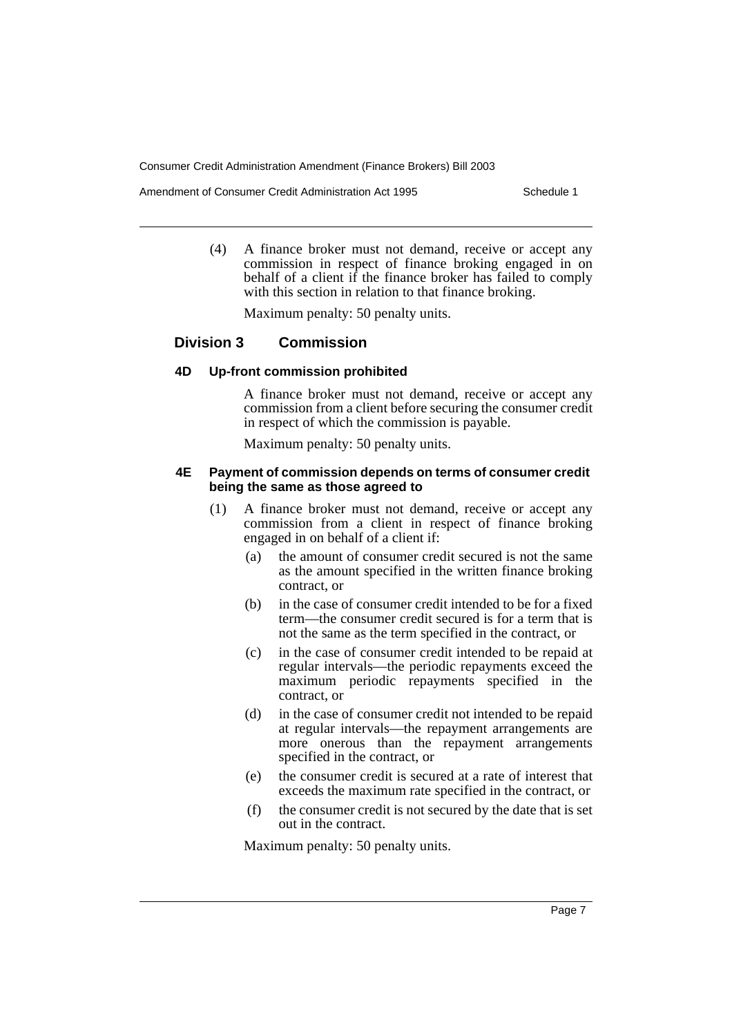(4) A finance broker must not demand, receive or accept any commission in respect of finance broking engaged in on behalf of a client if the finance broker has failed to comply with this section in relation to that finance broking.

Maximum penalty: 50 penalty units.

## Division 3 Commission

### 4D Up-front commission prohibited

A finance broker must not demand, receive or accept any commission from a client before securing the consumer credit in respect of which the commission is payable.

Maximum penalty: 50 penalty units.

### 4E Payment of commission depends on terms of consumer credit being the same as those agreed to

(1) A finance broker must not demand, receive or accept any commission from a client in respect of finance broking engaged in on behalf of a client if:

(a) the amount of consumer credit secured is not the same as the amount specified in the written finance broking contract, or

(b) in the case of consumer credit intended to be for a fixed term—the consumer credit secured is for a term that is not the same as the term specified in the contract, or

(c) in the case of consumer credit intended to be repaid at regular intervals—the periodic repayments exceed the maximum periodic repayments specified in the contract, or

(d) in the case of consumer credit not intended to be repaid at regular intervals—the repayment arrangements are more onerous than the repayment arrangements specified in the contract, or

(e) the consumer credit is secured at a rate of interest that exceeds the maximum rate specified in the contract, or

(f) the consumer credit is not secured by the date that is set out in the contract.

Maximum penalty: 50 penalty units.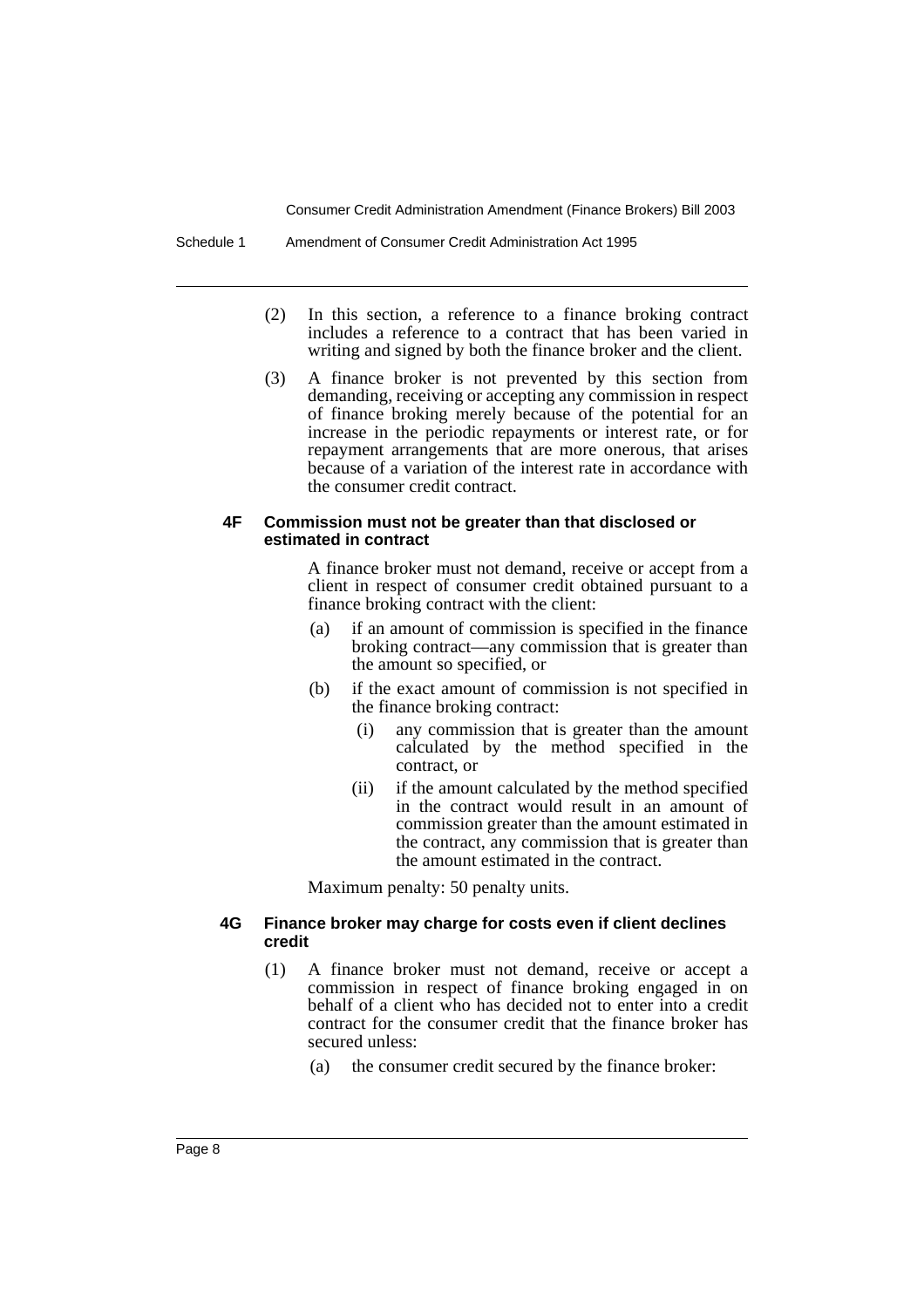(2) In this section, a reference to a finance broking contract includes a reference to a contract that has been varied in writing and signed by both the finance broker and the client.

(3) A finance broker is not prevented by this section from demanding, receiving or accepting any commission in respect of finance broking merely because of the potential for an increase in the periodic repayments or interest rate, or for repayment arrangements that are more onerous, that arises because of a variation of the interest rate in accordance with the consumer credit contract.

#### 4F Commission must not be greater than that disclosed or estimated in contract

A finance broker must not demand, receive or accept from a client in respect of consumer credit obtained pursuant to a finance broking contract with the client:

(a) if an amount of commission is specified in the finance broking contract—any commission that is greater than the amount so specified, or

(b) if the exact amount of commission is not specified in the finance broking contract:

(i) any commission that is greater than the amount calculated by the method specified in the contract, or

(ii) if the amount calculated by the method specified in the contract would result in an amount of commission greater than the amount estimated in the contract, any commission that is greater than the amount estimated in the contract.

Maximum penalty: 50 penalty units.

#### 4G Finance broker may charge for costs even if client declines credit

(1) A finance broker must not demand, receive or accept a commission in respect of finance broking engaged in on behalf of a client who has decided not to enter into a credit contract for the consumer credit that the finance broker has secured unless:

(a) the consumer credit secured by the finance broker: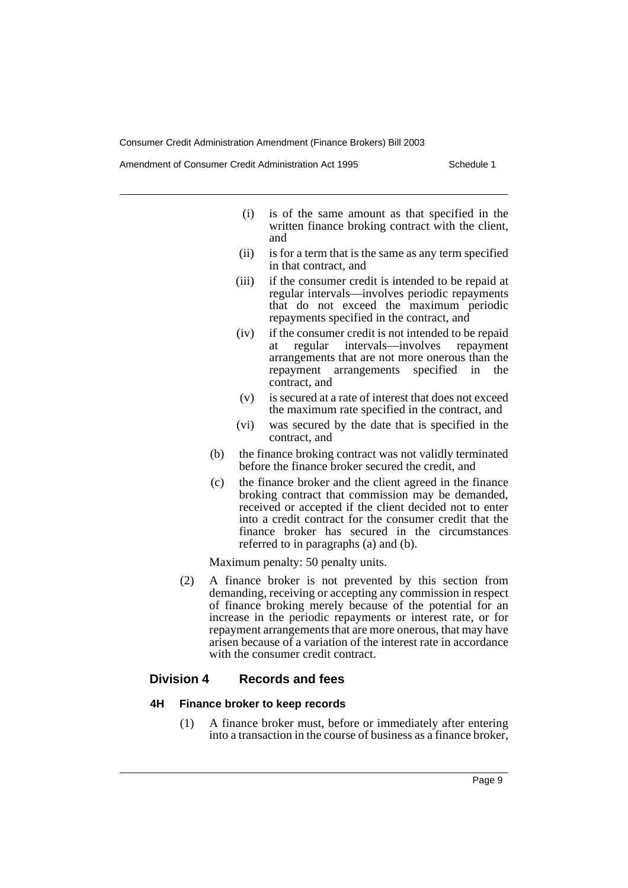(i) is of the same amount as that specified in the written finance broking contract with the client, and

(ii) is for a term that is the same as any term specified in that contract, and

(iii) if the consumer credit is intended to be repaid at regular intervals—involves periodic repayments that do not exceed the maximum periodic repayments specified in the contract, and

(iv) if the consumer credit is not intended to be repaid at regular intervals—involves repayment arrangements that are not more onerous than the repayment arrangements specified in the contract, and

(v) is secured at a rate of interest that does not exceed the maximum rate specified in the contract, and

(vi) was secured by the date that is specified in the contract, and

(b) the finance broking contract was not validly terminated before the finance broker secured the credit, and

(c) the finance broker and the client agreed in the finance broking contract that commission may be demanded, received or accepted if the client decided not to enter into a credit contract for the consumer credit that the finance broker has secured in the circumstances referred to in paragraphs (a) and (b).

Maximum penalty: 50 penalty units.

(2) A finance broker is not prevented by this section from demanding, receiving or accepting any commission in respect of finance broking merely because of the potential for an increase in the periodic repayments or interest rate, or for repayment arrangements that are more onerous, that may have arisen because of a variation of the interest rate in accordance with the consumer credit contract.

## Division 4 Records and fees

### 4H Finance broker to keep records

(1) A finance broker must, before or immediately after entering into a transaction in the course of business as a finance broker,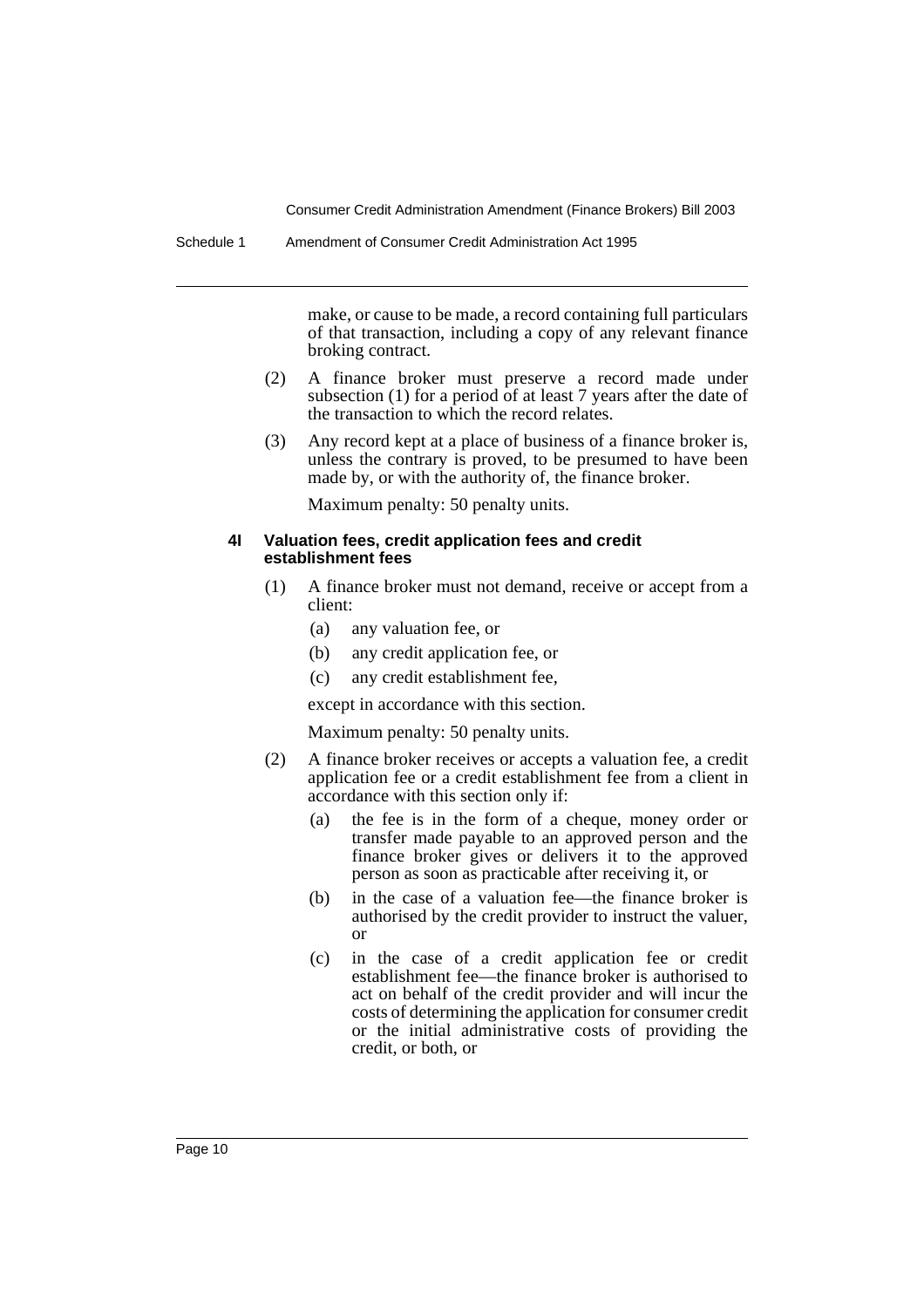make, or cause to be made, a record containing full particulars of that transaction, including a copy of any relevant finance broking contract.

(2) A finance broker must preserve a record made under subsection (1) for a period of at least 7 years after the date of the transaction to which the record relates.

(3) Any record kept at a place of business of a finance broker is, unless the contrary is proved, to be presumed to have been made by, or with the authority of, the finance broker.

Maximum penalty: 50 penalty units.

#### 4I Valuation fees, credit application fees and credit establishment fees

(1) A finance broker must not demand, receive or accept from a client:

- (a) any valuation fee, or
- (b) any credit application fee, or
- (c) any credit establishment fee,

except in accordance with this section.

Maximum penalty: 50 penalty units.

(2) A finance broker receives or accepts a valuation fee, a credit application fee or a credit establishment fee from a client in accordance with this section only if:

- (a) the fee is in the form of a cheque, money order or transfer made payable to an approved person and the finance broker gives or delivers it to the approved person as soon as practicable after receiving it, or
- (b) in the case of a valuation fee—the finance broker is authorised by the credit provider to instruct the valuer, or
- (c) in the case of a credit application fee or credit establishment fee—the finance broker is authorised to act on behalf of the credit provider and will incur the costs of determining the application for consumer credit or the initial administrative costs of providing the credit, or both, or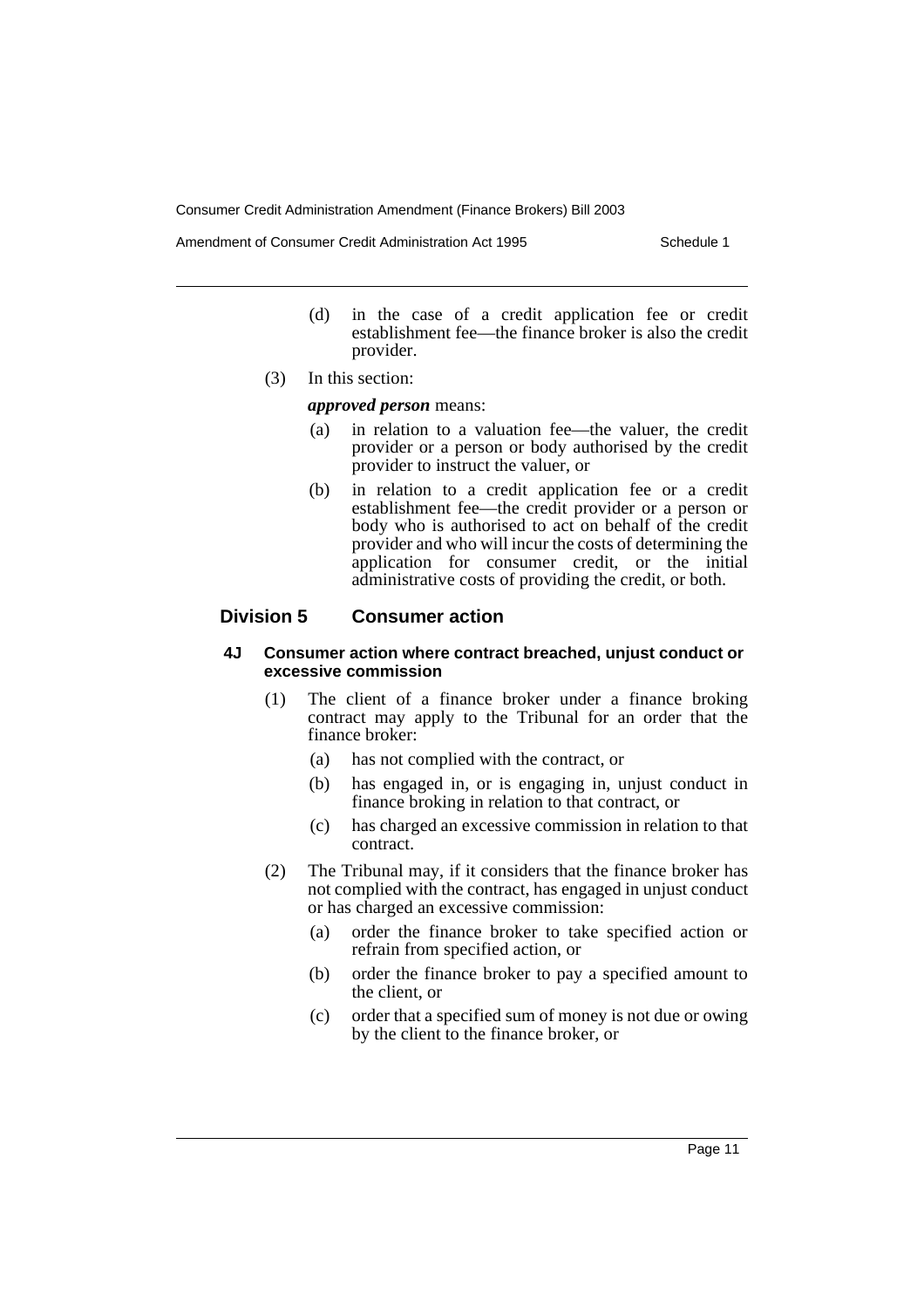(d) in the case of a credit application fee or credit establishment fee—the finance broker is also the credit provider.

(3) In this section:

***approved person*** means:

(a) in relation to a valuation fee—the valuer, the credit provider or a person or body authorised by the credit provider to instruct the valuer, or

(b) in relation to a credit application fee or a credit establishment fee—the credit provider or a person or body who is authorised to act on behalf of the credit provider and who will incur the costs of determining the application for consumer credit, or the initial administrative costs of providing the credit, or both.

## Division 5 Consumer action

### 4J Consumer action where contract breached, unjust conduct or excessive commission

(1) The client of a finance broker under a finance broking contract may apply to the Tribunal for an order that the finance broker:

(a) has not complied with the contract, or

(b) has engaged in, or is engaging in, unjust conduct in finance broking in relation to that contract, or

(c) has charged an excessive commission in relation to that contract.

(2) The Tribunal may, if it considers that the finance broker has not complied with the contract, has engaged in unjust conduct or has charged an excessive commission:

(a) order the finance broker to take specified action or refrain from specified action, or

(b) order the finance broker to pay a specified amount to the client, or

(c) order that a specified sum of money is not due or owing by the client to the finance broker, or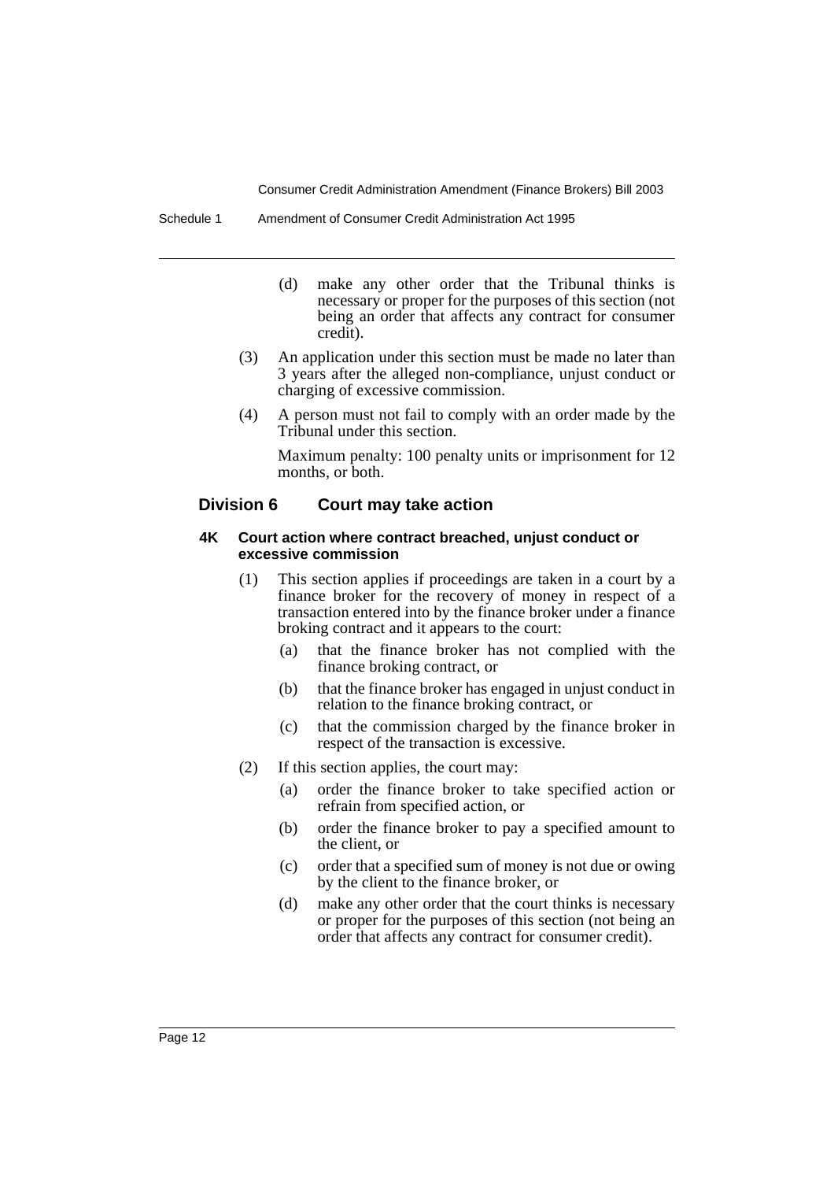(d) make any other order that the Tribunal thinks is necessary or proper for the purposes of this section (not being an order that affects any contract for consumer credit).

(3) An application under this section must be made no later than 3 years after the alleged non-compliance, unjust conduct or charging of excessive commission.

(4) A person must not fail to comply with an order made by the Tribunal under this section.

Maximum penalty: 100 penalty units or imprisonment for 12 months, or both.

## Division 6 Court may take action

#### 4K Court action where contract breached, unjust conduct or excessive commission

(1) This section applies if proceedings are taken in a court by a finance broker for the recovery of money in respect of a transaction entered into by the finance broker under a finance broking contract and it appears to the court:

(a) that the finance broker has not complied with the finance broking contract, or

(b) that the finance broker has engaged in unjust conduct in relation to the finance broking contract, or

(c) that the commission charged by the finance broker in respect of the transaction is excessive.

(2) If this section applies, the court may:

(a) order the finance broker to take specified action or refrain from specified action, or

(b) order the finance broker to pay a specified amount to the client, or

(c) order that a specified sum of money is not due or owing by the client to the finance broker, or

(d) make any other order that the court thinks is necessary or proper for the purposes of this section (not being an order that affects any contract for consumer credit).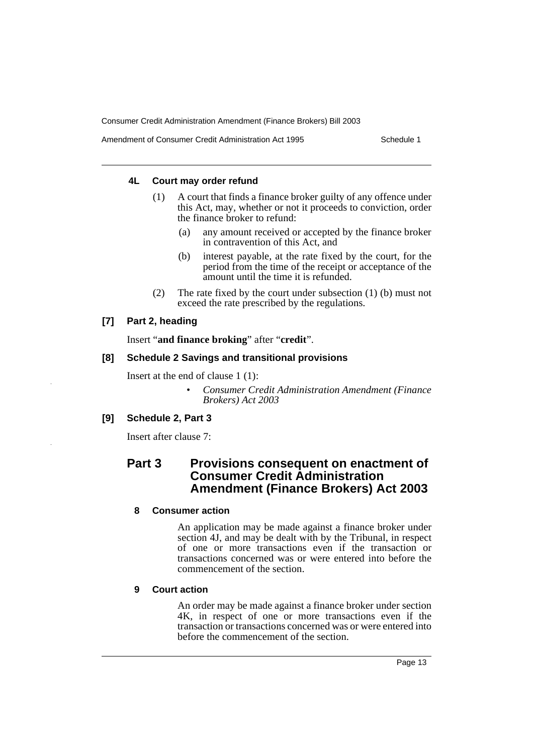#### 4L Court may order refund

(1) A court that finds a finance broker guilty of any offence under this Act, may, whether or not it proceeds to conviction, order the finance broker to refund:

(a) any amount received or accepted by the finance broker in contravention of this Act, and

(b) interest payable, at the rate fixed by the court, for the period from the time of the receipt or acceptance of the amount until the time it is refunded.

(2) The rate fixed by the court under subsection (1) (b) must not exceed the rate prescribed by the regulations.

### [7] Part 2, heading

Insert "**and finance broking**" after "**credit**".

### [8] Schedule 2 Savings and transitional provisions

Insert at the end of clause 1 (1):

- *Consumer Credit Administration Amendment (Finance Brokers) Act 2003*

### [9] Schedule 2, Part 3

Insert after clause 7:

## Part 3 Provisions consequent on enactment of Consumer Credit Administration Amendment (Finance Brokers) Act 2003

#### 8 Consumer action

An application may be made against a finance broker under section 4J, and may be dealt with by the Tribunal, in respect of one or more transactions even if the transaction or transactions concerned was or were entered into before the commencement of the section.

#### 9 Court action

An order may be made against a finance broker under section 4K, in respect of one or more transactions even if the transaction or transactions concerned was or were entered into before the commencement of the section.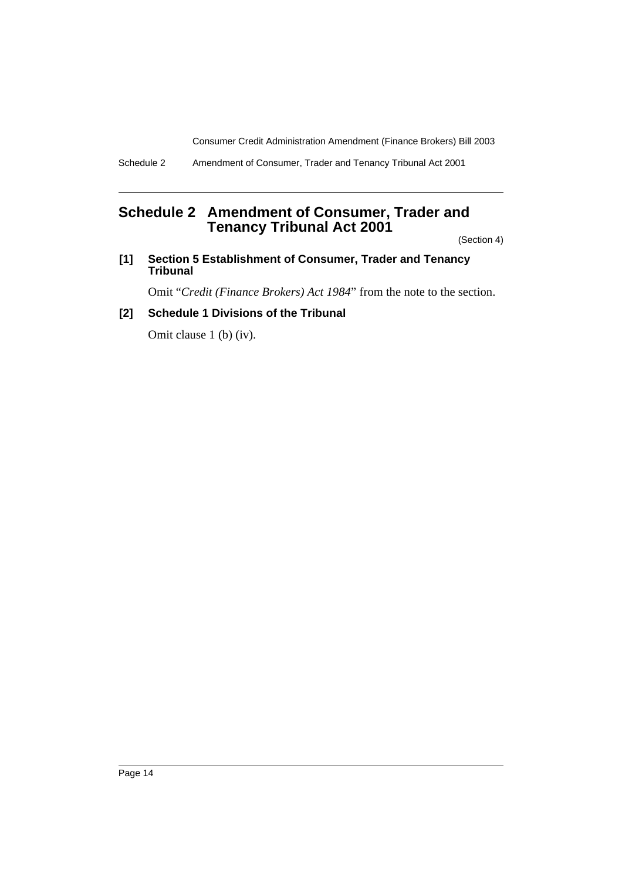## Schedule 2 Amendment of Consumer, Trader and Tenancy Tribunal Act 2001

(Section 4)

**[1] Section 5 Establishment of Consumer, Trader and Tenancy Tribunal**

Omit "*Credit (Finance Brokers) Act 1984*" from the note to the section.

**[2] Schedule 1 Divisions of the Tribunal**

Omit clause 1 (b) (iv).